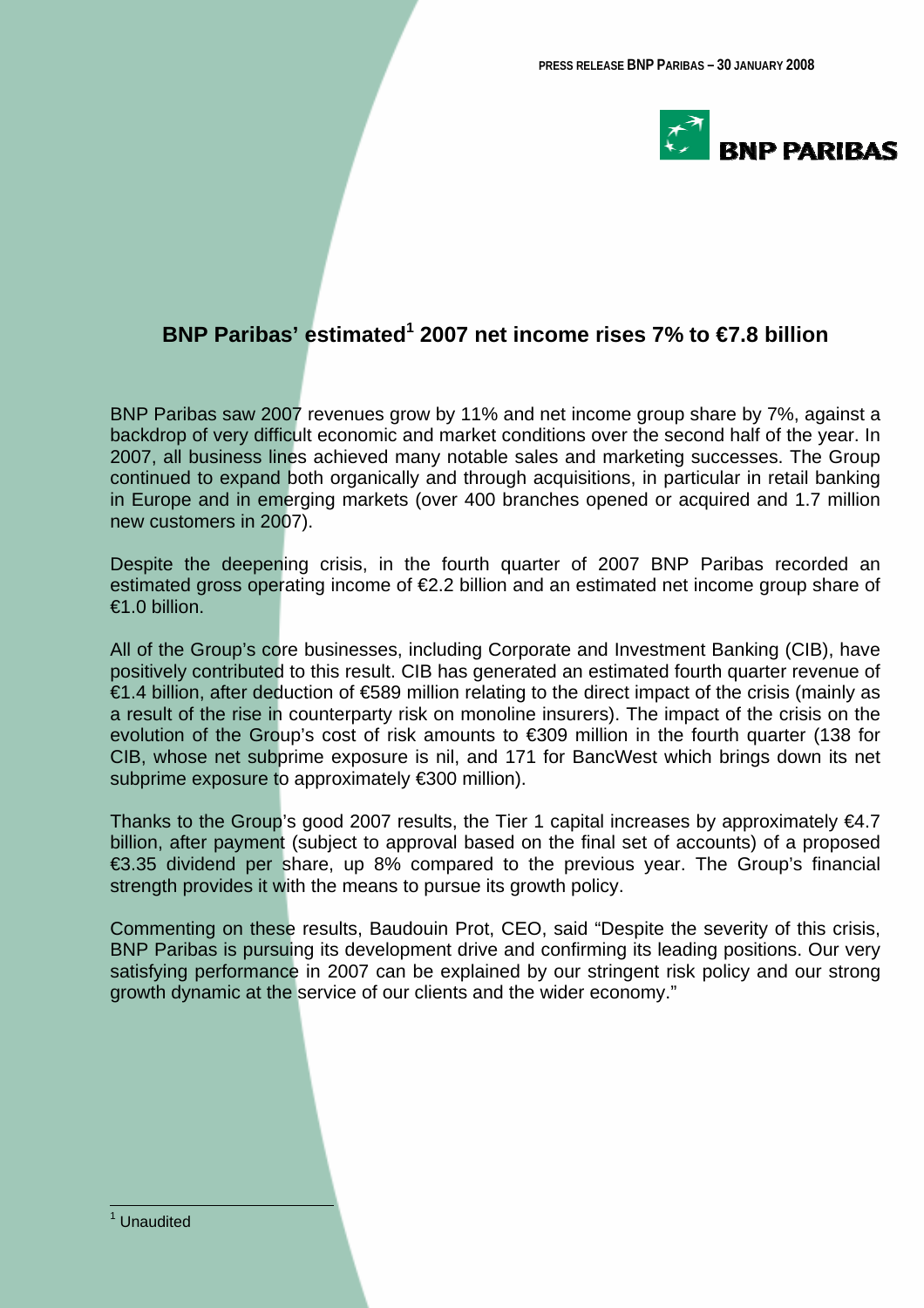# BNP Paribas' estimated[1] 2007 net income rises 7% to €7.8 billion

BNP Paribas saw 2007 revenues grow by 11% and net income group share by 7%, against a backdrop of very difficult economic and market conditions over the second half of the year. In 2007, all business lines achieved many notable sales and marketing successes. The Group continued to expand both organically and through acquisitions, in particular in retail banking in Europe and in emerging markets (over 400 branches opened or acquired and 1.7 million new customers in 2007).

Despite the deepening crisis, in the fourth quarter of 2007 BNP Paribas recorded an estimated gross operating income of €2.2 billion and an estimated net income group share of €1.0 billion.

All of the Group's core businesses, including Corporate and Investment Banking (CIB), have positively contributed to this result. CIB has generated an estimated fourth quarter revenue of €1.4 billion, after deduction of €589 million relating to the direct impact of the crisis (mainly as a result of the rise in counterparty risk on monoline insurers). The impact of the crisis on the evolution of the Group's cost of risk amounts to €309 million in the fourth quarter (138 for CIB, whose net subprime exposure is nil, and 171 for BancWest which brings down its net subprime exposure to approximately €300 million).

Thanks to the Group's good 2007 results, the Tier 1 capital increases by approximately €4.7 billion, after payment (subject to approval based on the final set of accounts) of a proposed €3.35 dividend per share, up 8% compared to the previous year. The Group's financial strength provides it with the means to pursue its growth policy.

Commenting on these results, Baudouin Prot, CEO, said "Despite the severity of this crisis, BNP Paribas is pursuing its development drive and confirming its leading positions. Our very satisfying performance in 2007 can be explained by our stringent risk policy and our strong growth dynamic at the service of our clients and the wider economy."

[1] Unaudited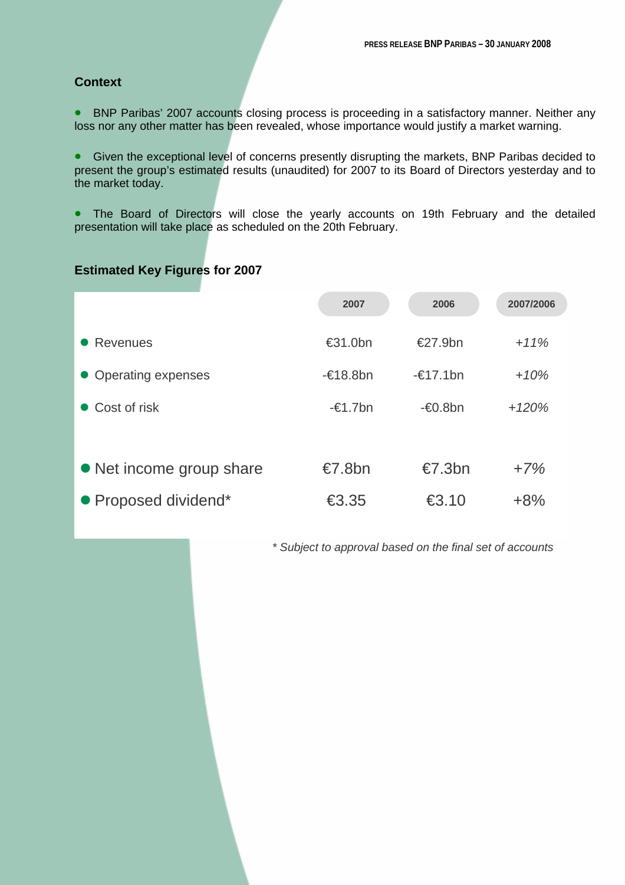## Context

- BNP Paribas' 2007 accounts closing process is proceeding in a satisfactory manner. Neither any loss nor any other matter has been revealed, whose importance would justify a market warning.

- Given the exceptional level of concerns presently disrupting the markets, BNP Paribas decided to present the group's estimated results (unaudited) for 2007 to its Board of Directors yesterday and to the market today.

- The Board of Directors will close the yearly accounts on 19th February and the detailed presentation will take place as scheduled on the 20th February.

## Estimated Key Figures for 2007

| | 2007 | 2006 | 2007/2006 |
|---|---|---|---|
| Revenues | €31.0bn | €27.9bn | *+11%* |
| Operating expenses | -€18.8bn | -€17.1bn | *+10%* |
| Cost of risk | -€1.7bn | -€0.8bn | *+120%* |
| Net income group share | €7.8bn | €7.3bn | *+7%* |
| Proposed dividend* | €3.35 | €3.10 | +8% |

*\* Subject to approval based on the final set of accounts*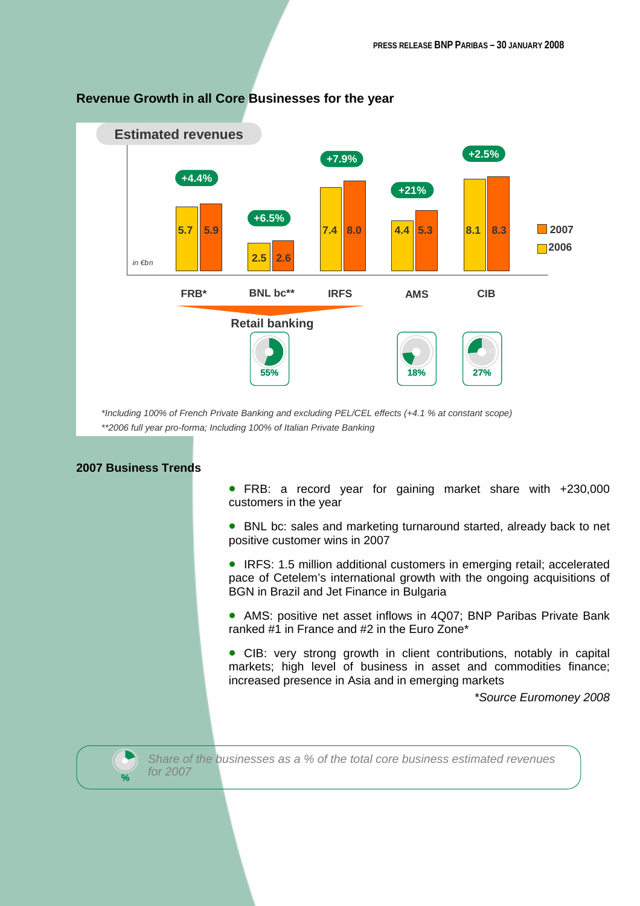## Revenue Growth in all Core Businesses for the year

**Estimated revenues**

in €bn

| | FRB* | BNL bc** | IRFS | AMS | CIB |
|---|---|---|---|---|---|
| 2006 | 5.7 | 2.5 | 7.4 | 4.4 | 8.1 |
| 2007 | 5.9 | 2.6 | 8.0 | 5.3 | 8.3 |
| Growth | +4.4% | +6.5% | +7.9% | +21% | +2.5% |

Retail banking (FRB, BNL bc, IRFS): 55% — AMS: 18% — CIB: 27%

*Including 100% of French Private Banking and excluding PEL/CEL effects (+4.1 % at constant scope)

**2006 full year pro-forma; Including 100% of Italian Private Banking

## 2007 Business Trends

- FRB: a record year for gaining market share with +230,000 customers in the year
- BNL bc: sales and marketing turnaround started, already back to net positive customer wins in 2007
- IRFS: 1.5 million additional customers in emerging retail; accelerated pace of Cetelem's international growth with the ongoing acquisitions of BGN in Brazil and Jet Finance in Bulgaria
- AMS: positive net asset inflows in 4Q07; BNP Paribas Private Bank ranked #1 in France and #2 in the Euro Zone*
- CIB: very strong growth in client contributions, notably in capital markets; high level of business in asset and commodities finance; increased presence in Asia and in emerging markets

*\*Source Euromoney 2008*

% *Share of the businesses as a % of the total core business estimated revenues for 2007*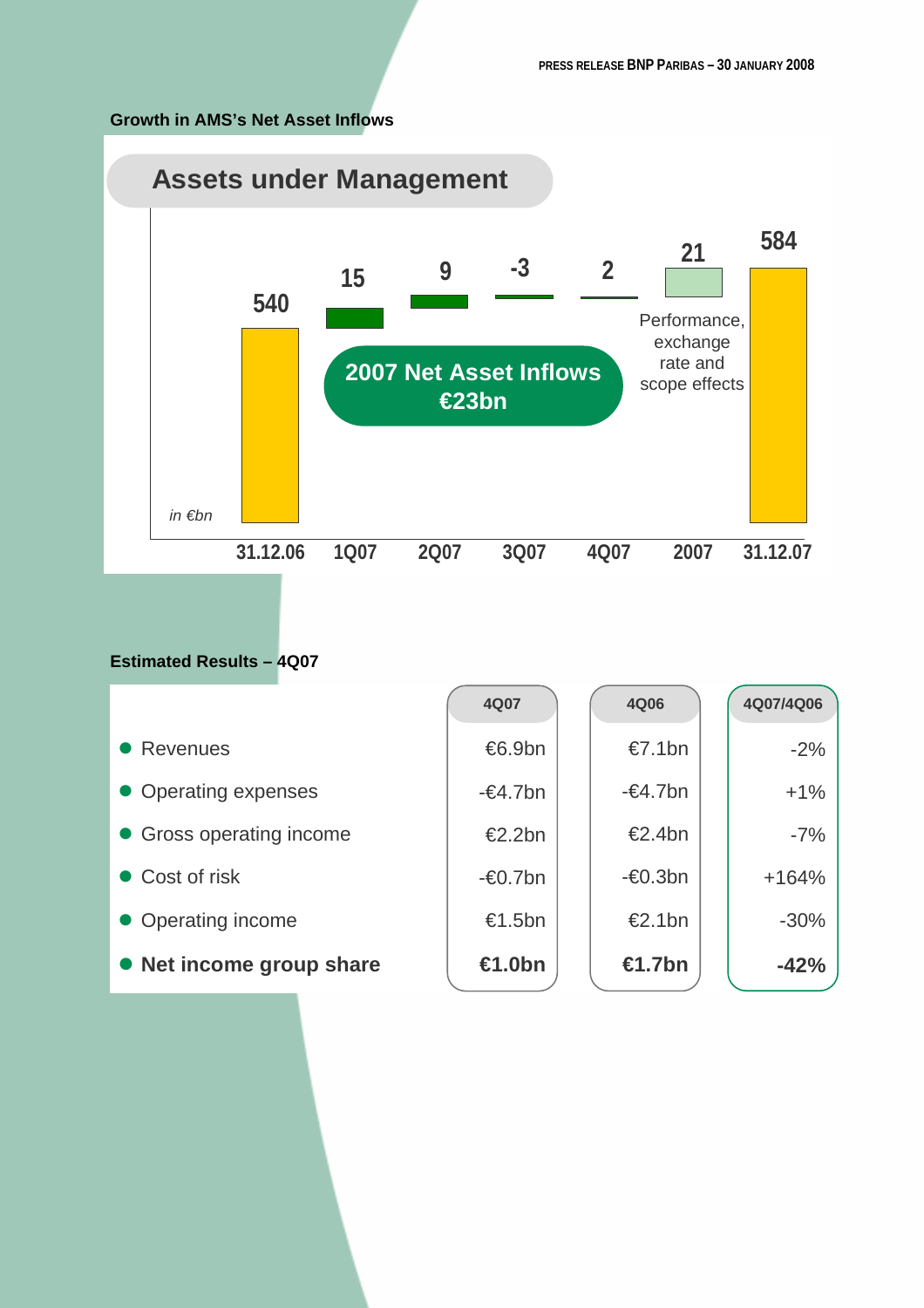**Growth in AMS's Net Asset Inflows**

## Assets under Management

*in €bn*

| 31.12.06 | 1Q07 | 2Q07 | 3Q07 | 4Q07 | 2007 | 31.12.07 |
|---|---|---|---|---|---|---|
| 540 | 15 | 9 | -3 | 2 | 21 | 584 |

2007 Net Asset Inflows €23bn

2007: Performance, exchange rate and scope effects

**Estimated Results – 4Q07**

| | 4Q07 | 4Q06 | 4Q07/4Q06 |
|---|---|---|---|
| Revenues | €6.9bn | €7.1bn | -2% |
| Operating expenses | -€4.7bn | -€4.7bn | +1% |
| Gross operating income | €2.2bn | €2.4bn | -7% |
| Cost of risk | -€0.7bn | -€0.3bn | +164% |
| Operating income | €1.5bn | €2.1bn | -30% |
| **Net income group share** | **€1.0bn** | **€1.7bn** | **-42%** |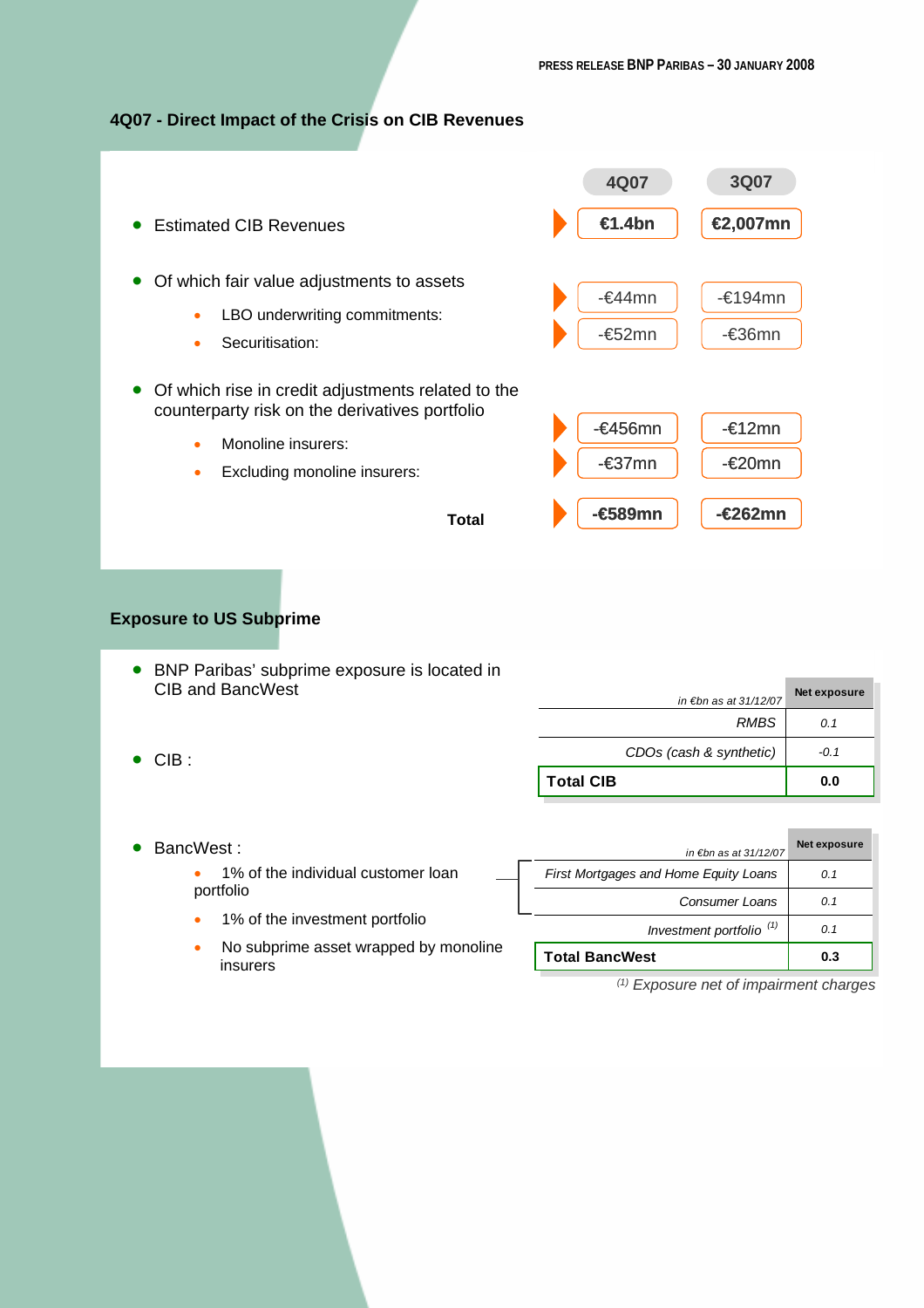## 4Q07 - Direct Impact of the Crisis on CIB Revenues

| | 4Q07 | 3Q07 |
|---|---|---|
| Estimated CIB Revenues | **€1.4bn** | **€2,007mn** |
| Of which fair value adjustments to assets | | |
| LBO underwriting commitments: | -€44mn | -€194mn |
| Securitisation: | -€52mn | -€36mn |
| Of which rise in credit adjustments related to the counterparty risk on the derivatives portfolio | | |
| Monoline insurers: | -€456mn | -€12mn |
| Excluding monoline insurers: | -€37mn | -€20mn |
| **Total** | **-€589mn** | **-€262mn** |

## Exposure to US Subprime

- BNP Paribas' subprime exposure is located in CIB and BancWest
- CIB :

| *in €bn as at 31/12/07* | Net exposure |
|---|---|
| *RMBS* | *0.1* |
| *CDOs (cash & synthetic)* | *-0.1* |
| **Total CIB** | **0.0** |

- BancWest :
  - 1% of the individual customer loan portfolio
  - 1% of the investment portfolio
  - No subprime asset wrapped by monoline insurers

| *in €bn as at 31/12/07* | Net exposure |
|---|---|
| *First Mortgages and Home Equity Loans* | *0.1* |
| *Consumer Loans* | *0.1* |
| *Investment portfolio* [1] | *0.1* |
| **Total BancWest** | **0.3** |

[1] *Exposure net of impairment charges*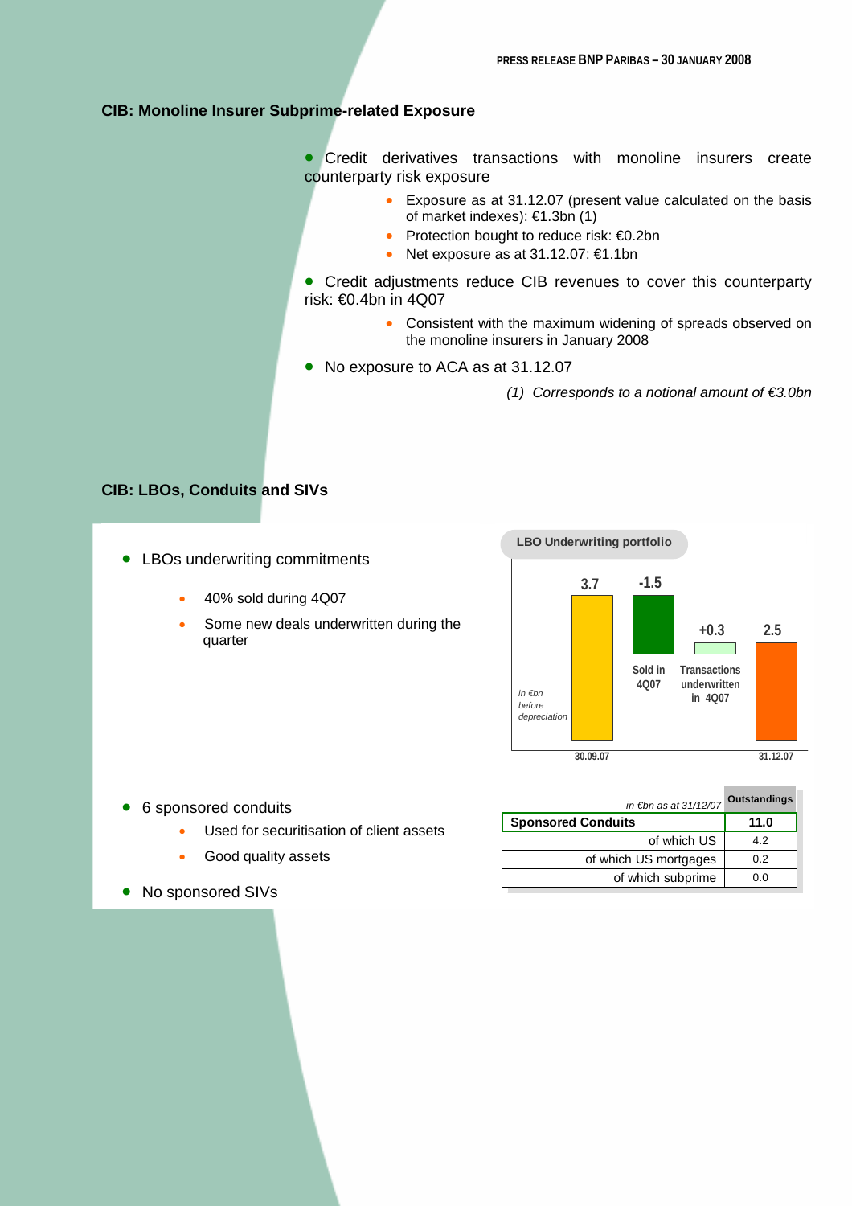## CIB: Monoline Insurer Subprime-related Exposure

- Credit derivatives transactions with monoline insurers create counterparty risk exposure
  - Exposure as at 31.12.07 (present value calculated on the basis of market indexes): €1.3bn (1)
  - Protection bought to reduce risk: €0.2bn
  - Net exposure as at 31.12.07: €1.1bn
- Credit adjustments reduce CIB revenues to cover this counterparty risk: €0.4bn in 4Q07
  - Consistent with the maximum widening of spreads observed on the monoline insurers in January 2008
- No exposure to ACA as at 31.12.07

*(1) Corresponds to a notional amount of €3.0bn*

## CIB: LBOs, Conduits and SIVs

- LBOs underwriting commitments
  - 40% sold during 4Q07
  - Some new deals underwritten during the quarter

**LBO Underwriting portfolio**

*in €bn before depreciation*

| 30.09.07 | Sold in 4Q07 | Transactions underwritten in 4Q07 | 31.12.07 |
|---|---|---|---|
| 3.7 | -1.5 | +0.3 | 2.5 |

- 6 sponsored conduits
  - Used for securitisation of client assets
  - Good quality assets
- No sponsored SIVs

| *in €bn as at 31/12/07* | Outstandings |
|---|---|
| **Sponsored Conduits** | **11.0** |
| of which US | 4.2 |
| of which US mortgages | 0.2 |
| of which subprime | 0.0 |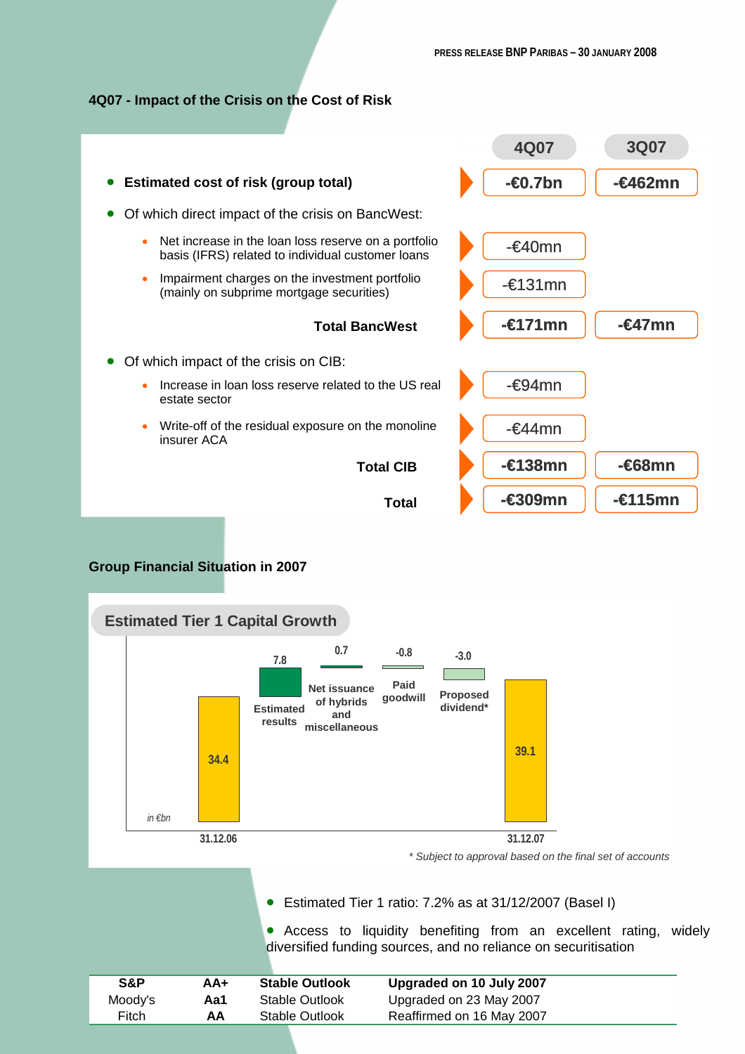## 4Q07 - Impact of the Crisis on the Cost of Risk

| | 4Q07 | 3Q07 |
|---|---|---|
| **Estimated cost of risk (group total)** | **-€0.7bn** | **-€462mn** |
| Of which direct impact of the crisis on BancWest: | | |
| • Net increase in the loan loss reserve on a portfolio basis (IFRS) related to individual customer loans | -€40mn | |
| • Impairment charges on the investment portfolio (mainly on subprime mortgage securities) | -€131mn | |
| **Total BancWest** | **-€171mn** | **-€47mn** |
| Of which impact of the crisis on CIB: | | |
| • Increase in loan loss reserve related to the US real estate sector | -€94mn | |
| • Write-off of the residual exposure on the monoline insurer ACA | -€44mn | |
| **Total CIB** | **-€138mn** | **-€68mn** |
| **Total** | **-€309mn** | **-€115mn** |

## Group Financial Situation in 2007

**Estimated Tier 1 Capital Growth**

*in €bn*

| 31.12.06 | Estimated results | Net issuance of hybrids and miscellaneous | Paid goodwill | Proposed dividend* | 31.12.07 |
|---|---|---|---|---|---|
| 34.4 | 7.8 | 0.7 | -0.8 | -3.0 | 39.1 |

*\* Subject to approval based on the final set of accounts*

- Estimated Tier 1 ratio: 7.2% as at 31/12/2007 (Basel I)
- Access to liquidity benefiting from an excellent rating, widely diversified funding sources, and no reliance on securitisation

| | | | |
|---|---|---|---|
| **S&P** | **AA+** | **Stable Outlook** | **Upgraded on 10 July 2007** |
| Moody's | Aa1 | Stable Outlook | Upgraded on 23 May 2007 |
| Fitch | AA | Stable Outlook | Reaffirmed on 16 May 2007 |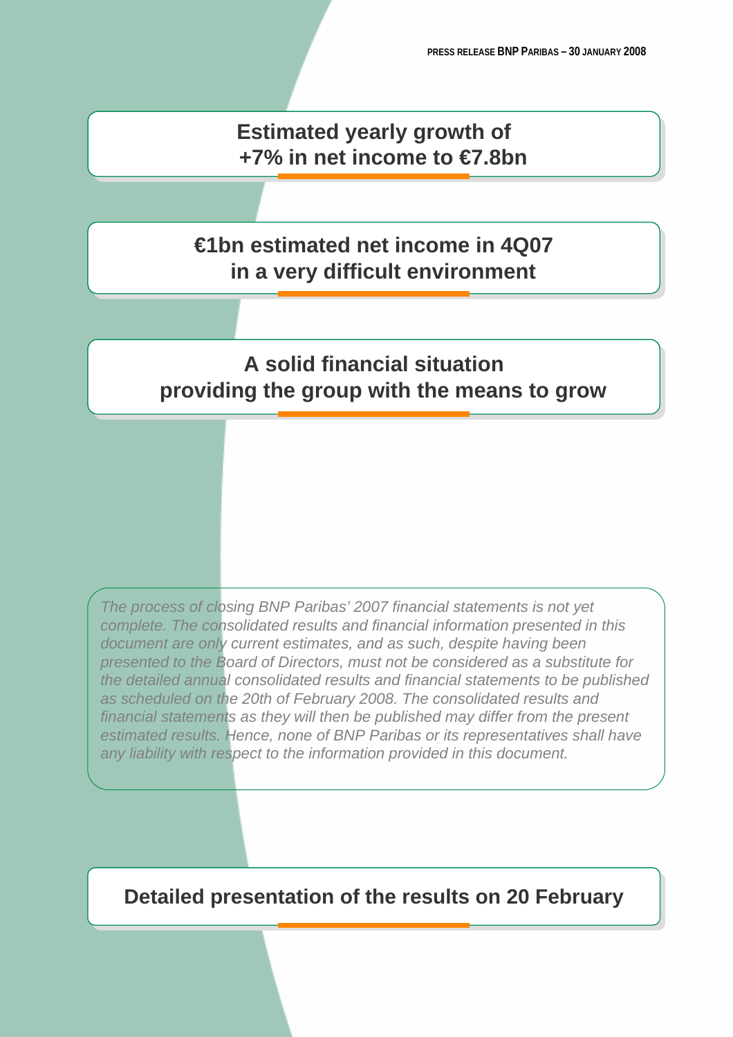## Estimated yearly growth of +7% in net income to €7.8bn

## €1bn estimated net income in 4Q07 in a very difficult environment

## A solid financial situation providing the group with the means to grow

*The process of closing BNP Paribas' 2007 financial statements is not yet complete. The consolidated results and financial information presented in this document are only current estimates, and as such, despite having been presented to the Board of Directors, must not be considered as a substitute for the detailed annual consolidated results and financial statements to be published as scheduled on the 20th of February 2008. The consolidated results and financial statements as they will then be published may differ from the present estimated results. Hence, none of BNP Paribas or its representatives shall have any liability with respect to the information provided in this document.*

## Detailed presentation of the results on 20 February